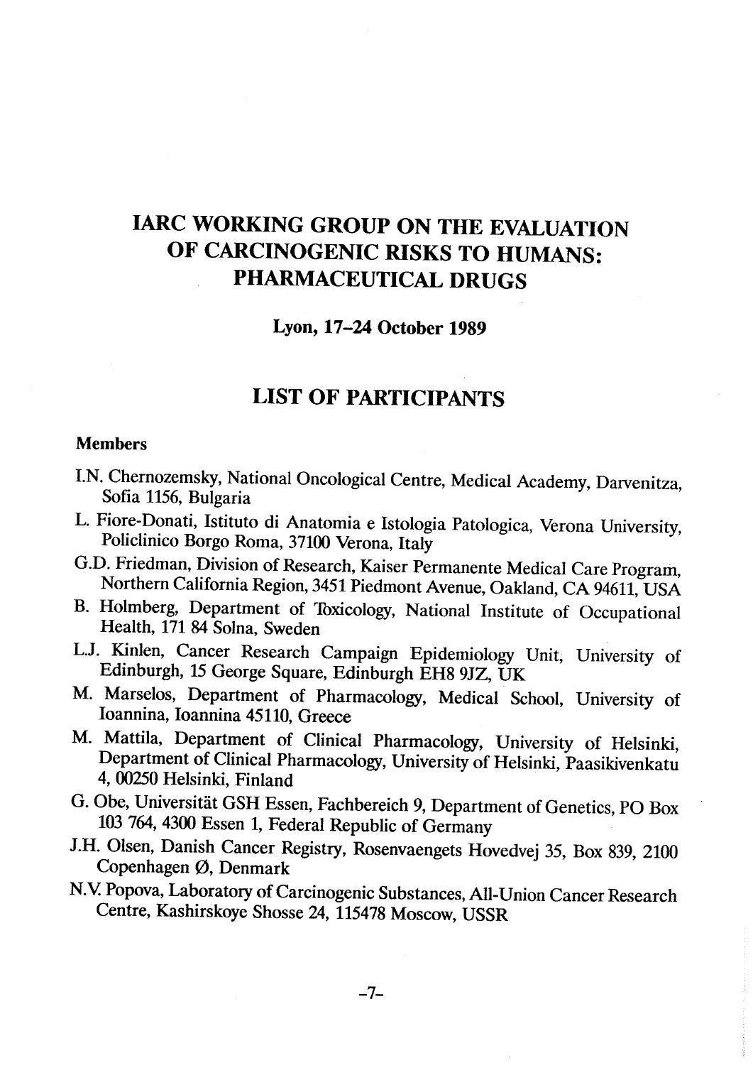# IARC WORKING GROUP ON THE EVALUATION OF CARCINOGENIC RISKS TO HUMANS: PHARMACEUTICAL DRUGS

**Lyon, 17–24 October 1989**

## LIST OF PARTICIPANTS

### Members

I.N. Chernozemsky, National Oncological Centre, Medical Academy, Darvenitza, Sofia 1156, Bulgaria

L. Fiore-Donati, Istituto di Anatomia e Istologia Patologica, Verona University, Policlinico Borgo Roma, 37100 Verona, Italy

G.D. Friedman, Division of Research, Kaiser Permanente Medical Care Program, Northern California Region, 3451 Piedmont Avenue, Oakland, CA 94611, USA

B. Holmberg, Department of Toxicology, National Institute of Occupational Health, 171 84 Solna, Sweden

L.J. Kinlen, Cancer Research Campaign Epidemiology Unit, University of Edinburgh, 15 George Square, Edinburgh EH8 9JZ, UK

M. Marselos, Department of Pharmacology, Medical School, University of Ioannina, Ioannina 45110, Greece

M. Mattila, Department of Clinical Pharmacology, University of Helsinki, Department of Clinical Pharmacology, University of Helsinki, Paasikivenkatu 4, 00250 Helsinki, Finland

G. Obe, Universität GSH Essen, Fachbereich 9, Department of Genetics, PO Box 103 764, 4300 Essen 1, Federal Republic of Germany

J.H. Olsen, Danish Cancer Registry, Rosenvaengets Hovedvej 35, Box 839, 2100 Copenhagen Ø, Denmark

N.V. Popova, Laboratory of Carcinogenic Substances, All-Union Cancer Research Centre, Kashirskoye Shosse 24, 115478 Moscow, USSR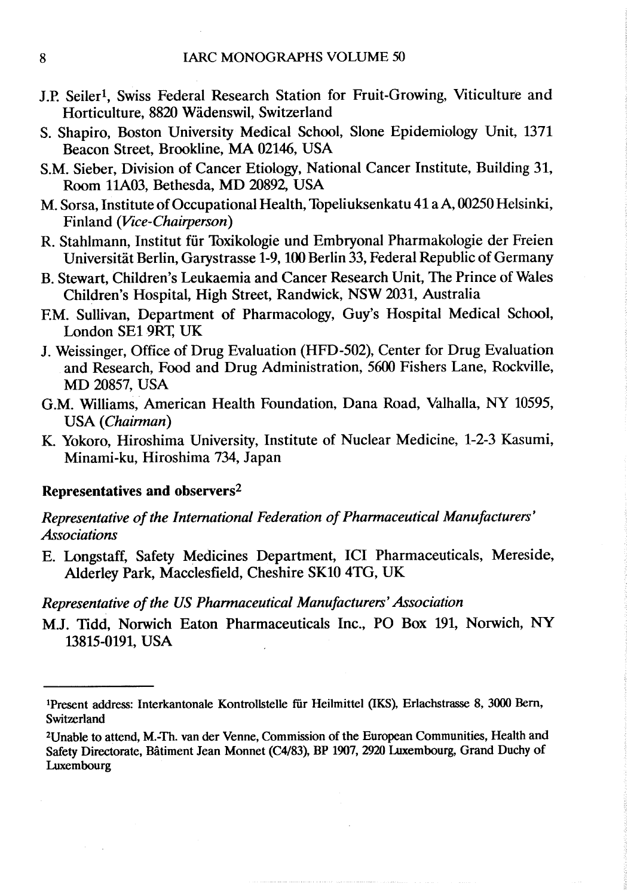J.P. Seiler[1], Swiss Federal Research Station for Fruit-Growing, Viticulture and Horticulture, 8820 Wädenswil, Switzerland

S. Shapiro, Boston University Medical School, Slone Epidemiology Unit, 1371 Beacon Street, Brookline, MA 02146, USA

S.M. Sieber, Division of Cancer Etiology, National Cancer Institute, Building 31, Room 11A03, Bethesda, MD 20892, USA

M. Sorsa, Institute of Occupational Health, Topeliuksenkatu 41 a A, 00250 Helsinki, Finland (*Vice-Chairperson*)

R. Stahlmann, Institut für Toxikologie und Embryonal Pharmakologie der Freien Universität Berlin, Garystrasse 1-9, 100 Berlin 33, Federal Republic of Germany

B. Stewart, Children's Leukaemia and Cancer Research Unit, The Prince of Wales Children's Hospital, High Street, Randwick, NSW 2031, Australia

F.M. Sullivan, Department of Pharmacology, Guy's Hospital Medical School, London SE1 9RT, UK

J. Weissinger, Office of Drug Evaluation (HFD-502), Center for Drug Evaluation and Research, Food and Drug Administration, 5600 Fishers Lane, Rockville, MD 20857, USA

G.M. Williams, American Health Foundation, Dana Road, Valhalla, NY 10595, USA (*Chairman*)

K. Yokoro, Hiroshima University, Institute of Nuclear Medicine, 1-2-3 Kasumi, Minami-ku, Hiroshima 734, Japan

## Representatives and observers[2]

*Representative of the International Federation of Pharmaceutical Manufacturers' Associations*

E. Longstaff, Safety Medicines Department, ICI Pharmaceuticals, Mereside, Alderley Park, Macclesfield, Cheshire SK10 4TG, UK

*Representative of the US Pharmaceutical Manufacturers' Association*

M.J. Tidd, Norwich Eaton Pharmaceuticals Inc., PO Box 191, Norwich, NY 13815-0191, USA

---

[1]Present address: Interkantonale Kontrollstelle für Heilmittel (IKS), Erlachstrasse 8, 3000 Bern, Switzerland

[2]Unable to attend, M.-Th. van der Venne, Commission of the European Communities, Health and Safety Directorate, Bâtiment Jean Monnet (C4/83), BP 1907, 2920 Luxembourg, Grand Duchy of Luxembourg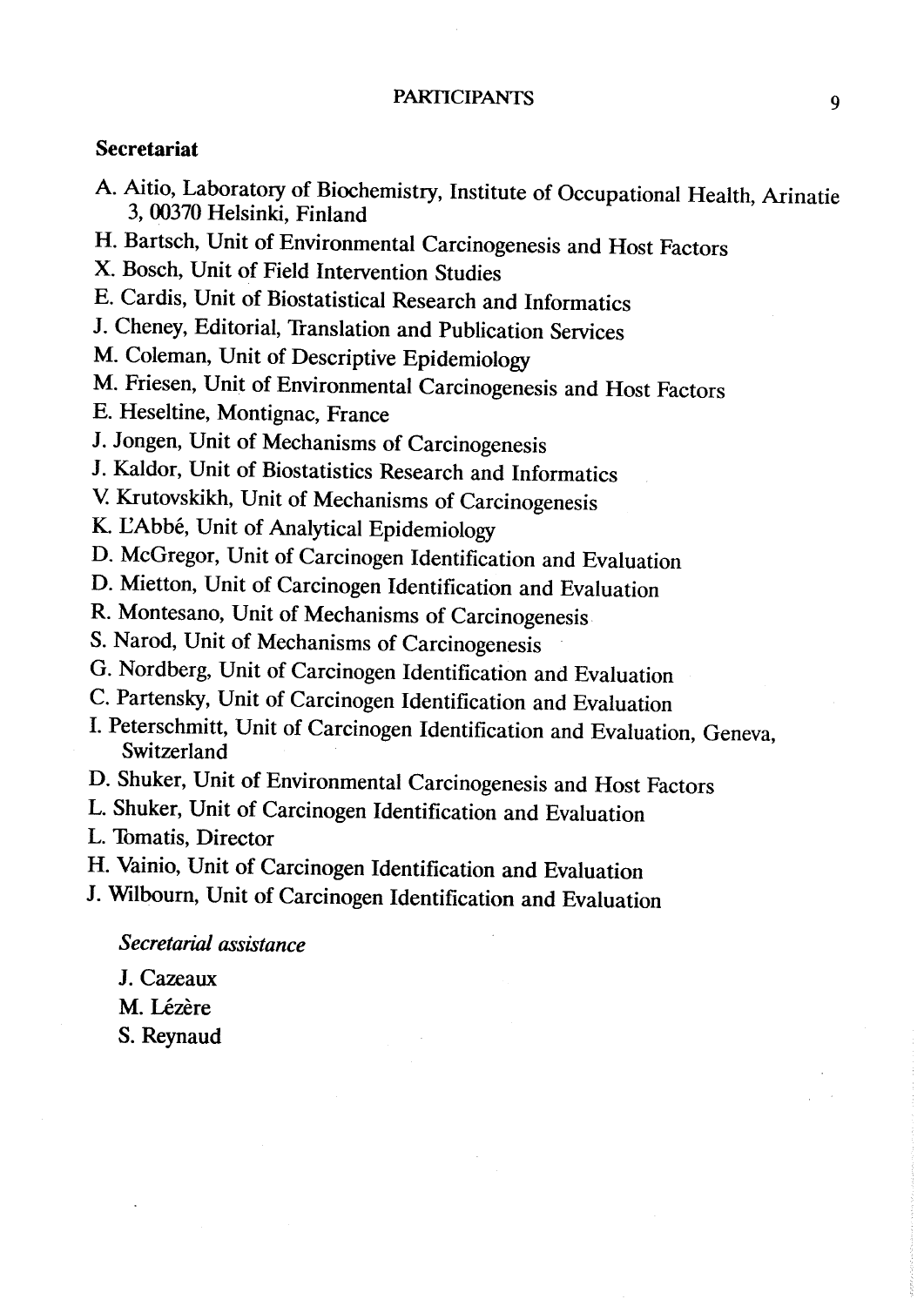## Secretariat

A. Aitio, Laboratory of Biochemistry, Institute of Occupational Health, Arinatie 3, 00370 Helsinki, Finland

H. Bartsch, Unit of Environmental Carcinogenesis and Host Factors

X. Bosch, Unit of Field Intervention Studies

E. Cardis, Unit of Biostatistical Research and Informatics

J. Cheney, Editorial, Translation and Publication Services

M. Coleman, Unit of Descriptive Epidemiology

M. Friesen, Unit of Environmental Carcinogenesis and Host Factors

E. Heseltine, Montignac, France

J. Jongen, Unit of Mechanisms of Carcinogenesis

J. Kaldor, Unit of Biostatistics Research and Informatics

V. Krutovskikh, Unit of Mechanisms of Carcinogenesis

K. L'Abbé, Unit of Analytical Epidemiology

D. McGregor, Unit of Carcinogen Identification and Evaluation

D. Mietton, Unit of Carcinogen Identification and Evaluation

R. Montesano, Unit of Mechanisms of Carcinogenesis

S. Narod, Unit of Mechanisms of Carcinogenesis

G. Nordberg, Unit of Carcinogen Identification and Evaluation

C. Partensky, Unit of Carcinogen Identification and Evaluation

I. Peterschmitt, Unit of Carcinogen Identification and Evaluation, Geneva, Switzerland

D. Shuker, Unit of Environmental Carcinogenesis and Host Factors

L. Shuker, Unit of Carcinogen Identification and Evaluation

L. Tomatis, Director

H. Vainio, Unit of Carcinogen Identification and Evaluation

J. Wilbourn, Unit of Carcinogen Identification and Evaluation

*Secretarial assistance*

J. Cazeaux

M. Lézère

S. Reynaud